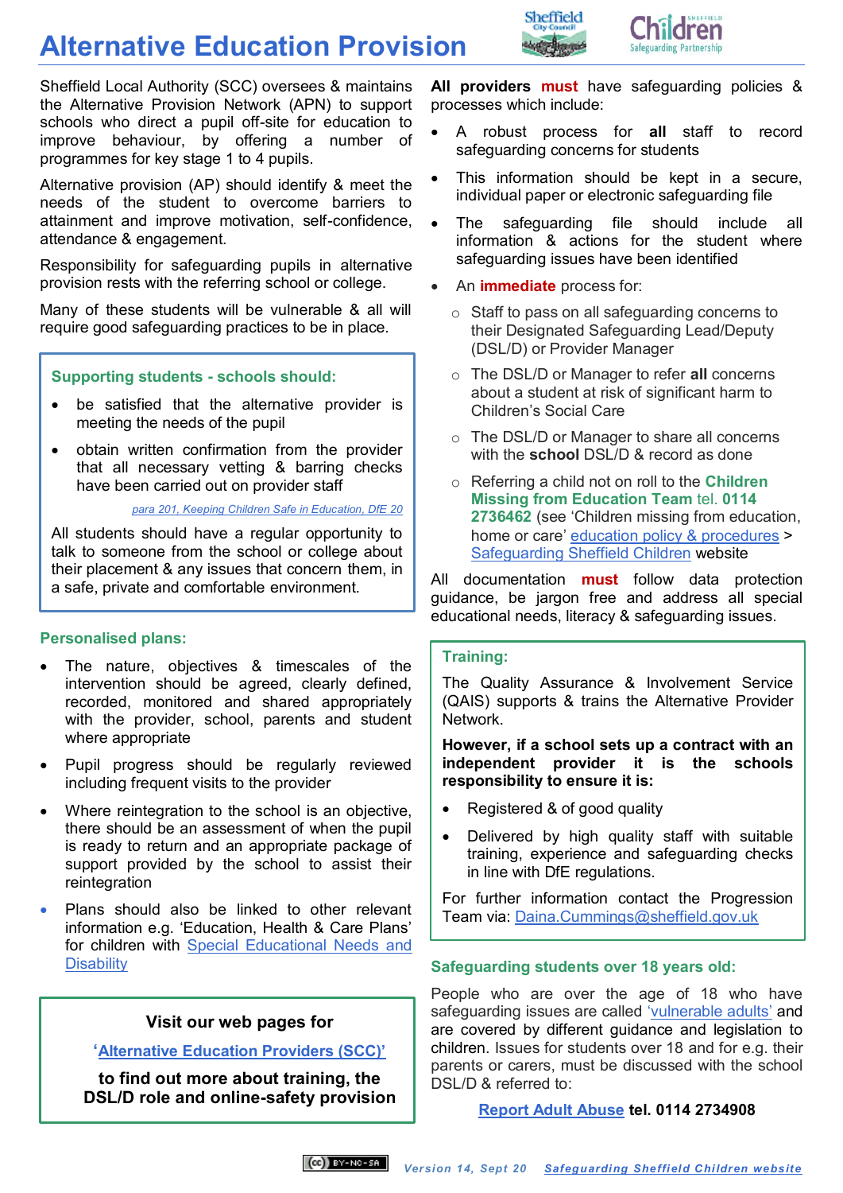# Alternative Education Provision

Sheffield Local Authority (SCC) oversees & maintains the Alternative Provision Network (APN) to support schools who direct a pupil off-site for education to improve behaviour, by offering a number of programmes for key stage 1 to 4 pupils.

Alternative provision (AP) should identify & meet the needs of the student to overcome barriers to attainment and improve motivation, self-confidence, attendance & engagement.

Responsibility for safeguarding pupils in alternative provision rests with the referring school or college.

Many of these students will be vulnerable & all will require good safeguarding practices to be in place.

### Supporting students - schools should:

- be satisfied that the alternative provider is meeting the needs of the pupil
- obtain written confirmation from the provider that all necessary vetting & barring checks have been carried out on provider staff

*para 201, Keeping Children Safe in Education, DfE 20*

All students should have a regular opportunity to talk to someone from the school or college about their placement & any issues that concern them, in a safe, private and comfortable environment.

### Personalised plans:

- The nature, objectives & timescales of the intervention should be agreed, clearly defined, recorded, monitored and shared appropriately with the provider, school, parents and student where appropriate
- Pupil progress should be regularly reviewed including frequent visits to the provider
- Where reintegration to the school is an objective, there should be an assessment of when the pupil is ready to return and an appropriate package of support provided by the school to assist their reintegration
- Plans should also be linked to other relevant information e.g. 'Education, Health & Care Plans' for children with Special Educational Needs and Disability

**Visit our web pages for**

**'Alternative Education Providers (SCC)'**

**to find out more about training, the DSL/D role and online-safety provision**

**All providers must** have safeguarding policies & processes which include:

- A robust process for **all** staff to record safeguarding concerns for students
- This information should be kept in a secure, individual paper or electronic safeguarding file
- The safeguarding file should include all information & actions for the student where safeguarding issues have been identified
- An **immediate** process for:
  - Staff to pass on all safeguarding concerns to their Designated Safeguarding Lead/Deputy (DSL/D) or Provider Manager
  - The DSL/D or Manager to refer **all** concerns about a student at risk of significant harm to Children's Social Care
  - The DSL/D or Manager to share all concerns with the **school** DSL/D & record as done
  - Referring a child not on roll to the **Children Missing from Education Team** tel. **0114 2736462** (see 'Children missing from education, home or care' education policy & procedures > Safeguarding Sheffield Children website

All documentation **must** follow data protection guidance, be jargon free and address all special educational needs, literacy & safeguarding issues.

### Training:

The Quality Assurance & Involvement Service (QAIS) supports & trains the Alternative Provider Network.

**However, if a school sets up a contract with an independent provider it is the schools responsibility to ensure it is:**

- Registered & of good quality
- Delivered by high quality staff with suitable training, experience and safeguarding checks in line with DfE regulations.

For further information contact the Progression Team via: Daina.Cummings@sheffield.gov.uk

### Safeguarding students over 18 years old:

People who are over the age of 18 who have safeguarding issues are called 'vulnerable adults' and are covered by different guidance and legislation to children. Issues for students over 18 and for e.g. their parents or carers, must be discussed with the school DSL/D & referred to:

**Report Adult Abuse tel. 0114 2734908**

*Version 14, Sept 20* *Safeguarding Sheffield Children website*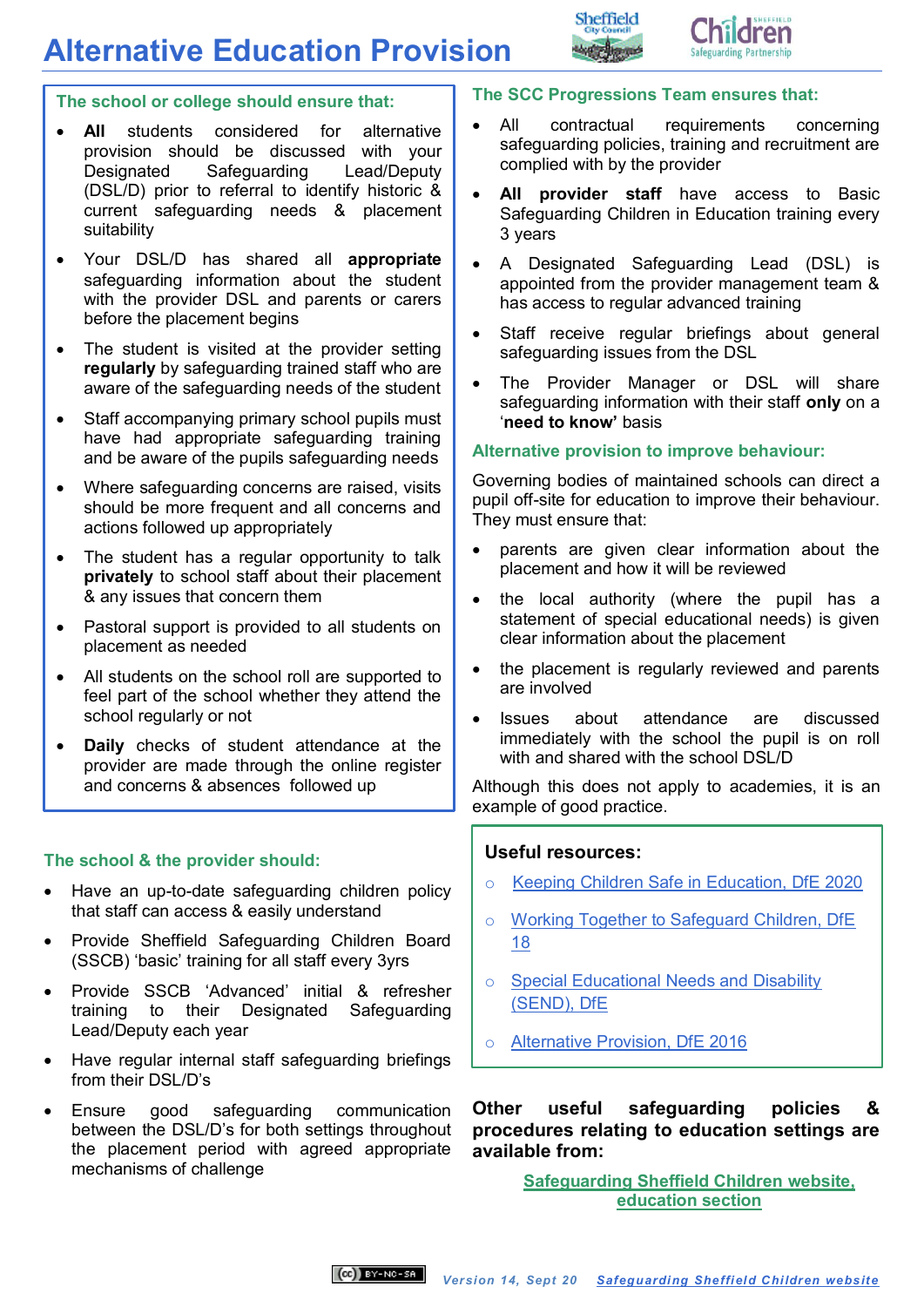# Alternative Education Provision

### The school or college should ensure that:

- **All** students considered for alternative provision should be discussed with your Designated Safeguarding Lead/Deputy (DSL/D) prior to referral to identify historic & current safeguarding needs & placement suitability
- Your DSL/D has shared all **appropriate** safeguarding information about the student with the provider DSL and parents or carers before the placement begins
- The student is visited at the provider setting **regularly** by safeguarding trained staff who are aware of the safeguarding needs of the student
- Staff accompanying primary school pupils must have had appropriate safeguarding training and be aware of the pupils safeguarding needs
- Where safeguarding concerns are raised, visits should be more frequent and all concerns and actions followed up appropriately
- The student has a regular opportunity to talk **privately** to school staff about their placement & any issues that concern them
- Pastoral support is provided to all students on placement as needed
- All students on the school roll are supported to feel part of the school whether they attend the school regularly or not
- **Daily** checks of student attendance at the provider are made through the online register and concerns & absences followed up

### The school & the provider should:

- Have an up-to-date safeguarding children policy that staff can access & easily understand
- Provide Sheffield Safeguarding Children Board (SSCB) 'basic' training for all staff every 3yrs
- Provide SSCB 'Advanced' initial & refresher training to their Designated Safeguarding Lead/Deputy each year
- Have regular internal staff safeguarding briefings from their DSL/D's
- Ensure good safeguarding communication between the DSL/D's for both settings throughout the placement period with agreed appropriate mechanisms of challenge

### The SCC Progressions Team ensures that:

- All contractual requirements concerning safeguarding policies, training and recruitment are complied with by the provider
- **All provider staff** have access to Basic Safeguarding Children in Education training every 3 years
- A Designated Safeguarding Lead (DSL) is appointed from the provider management team & has access to regular advanced training
- Staff receive regular briefings about general safeguarding issues from the DSL
- The Provider Manager or DSL will share safeguarding information with their staff **only** on a '**need to know'** basis

### Alternative provision to improve behaviour:

Governing bodies of maintained schools can direct a pupil off-site for education to improve their behaviour. They must ensure that:

- parents are given clear information about the placement and how it will be reviewed
- the local authority (where the pupil has a statement of special educational needs) is given clear information about the placement
- the placement is regularly reviewed and parents are involved
- Issues about attendance are discussed immediately with the school the pupil is on roll with and shared with the school DSL/D

Although this does not apply to academies, it is an example of good practice.

**Useful resources:**

- Keeping Children Safe in Education, DfE 2020
- Working Together to Safeguard Children, DfE 18
- Special Educational Needs and Disability (SEND), DfE
- Alternative Provision, DfE 2016

**Other useful safeguarding policies & procedures relating to education settings are available from:**

Safeguarding Sheffield Children website, education section

Version 14, Sept 20 Safeguarding Sheffield Children website